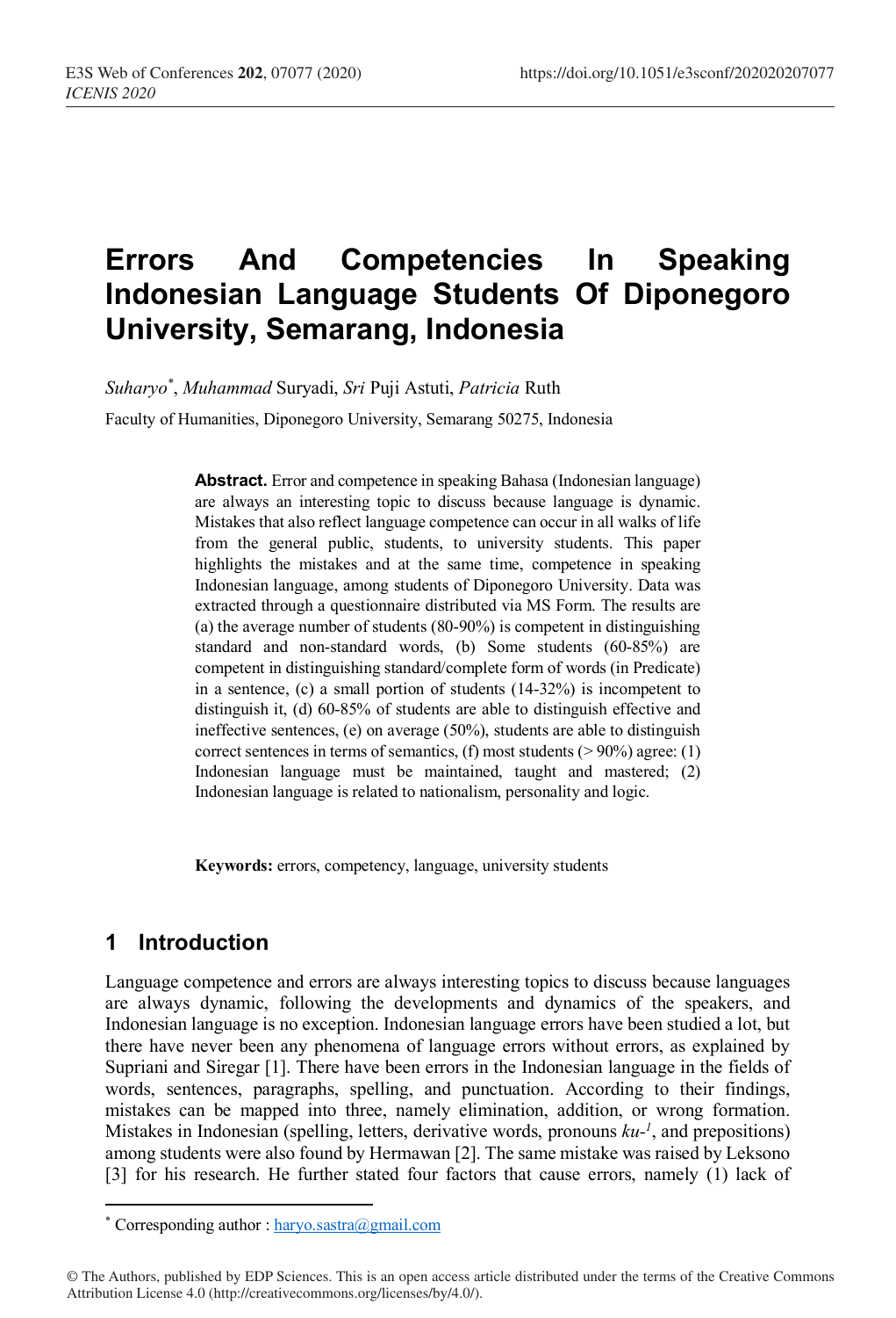# Errors And Competencies In Speaking Indonesian Language Students Of Diponegoro University, Semarang, Indonesia

*Suharyo*[*], *Muhammad* Suryadi, *Sri* Puji Astuti, *Patricia* Ruth

Faculty of Humanities, Diponegoro University, Semarang 50275, Indonesia

**Abstract.** Error and competence in speaking Bahasa (Indonesian language) are always an interesting topic to discuss because language is dynamic. Mistakes that also reflect language competence can occur in all walks of life from the general public, students, to university students. This paper highlights the mistakes and at the same time, competence in speaking Indonesian language, among students of Diponegoro University. Data was extracted through a questionnaire distributed via MS Form. The results are (a) the average number of students (80-90%) is competent in distinguishing standard and non-standard words, (b) Some students (60-85%) are competent in distinguishing standard/complete form of words (in Predicate) in a sentence, (c) a small portion of students (14-32%) is incompetent to distinguish it, (d) 60-85% of students are able to distinguish effective and ineffective sentences, (e) on average (50%), students are able to distinguish correct sentences in terms of semantics, (f) most students (> 90%) agree: (1) Indonesian language must be maintained, taught and mastered; (2) Indonesian language is related to nationalism, personality and logic.

**Keywords:** errors, competency, language, university students

## 1 Introduction

Language competence and errors are always interesting topics to discuss because languages are always dynamic, following the developments and dynamics of the speakers, and Indonesian language is no exception. Indonesian language errors have been studied a lot, but there have never been any phenomena of language errors without errors, as explained by Supriani and Siregar [1]. There have been errors in the Indonesian language in the fields of words, sentences, paragraphs, spelling, and punctuation. According to their findings, mistakes can be mapped into three, namely elimination, addition, or wrong formation. Mistakes in Indonesian (spelling, letters, derivative words, pronouns *ku-*[1], and prepositions) among students were also found by Hermawan [2]. The same mistake was raised by Leksono [3] for his research. He further stated four factors that cause errors, namely (1) lack of

[*] Corresponding author : haryo.sastra@gmail.com

© The Authors, published by EDP Sciences. This is an open access article distributed under the terms of the Creative Commons Attribution License 4.0 (http://creativecommons.org/licenses/by/4.0/).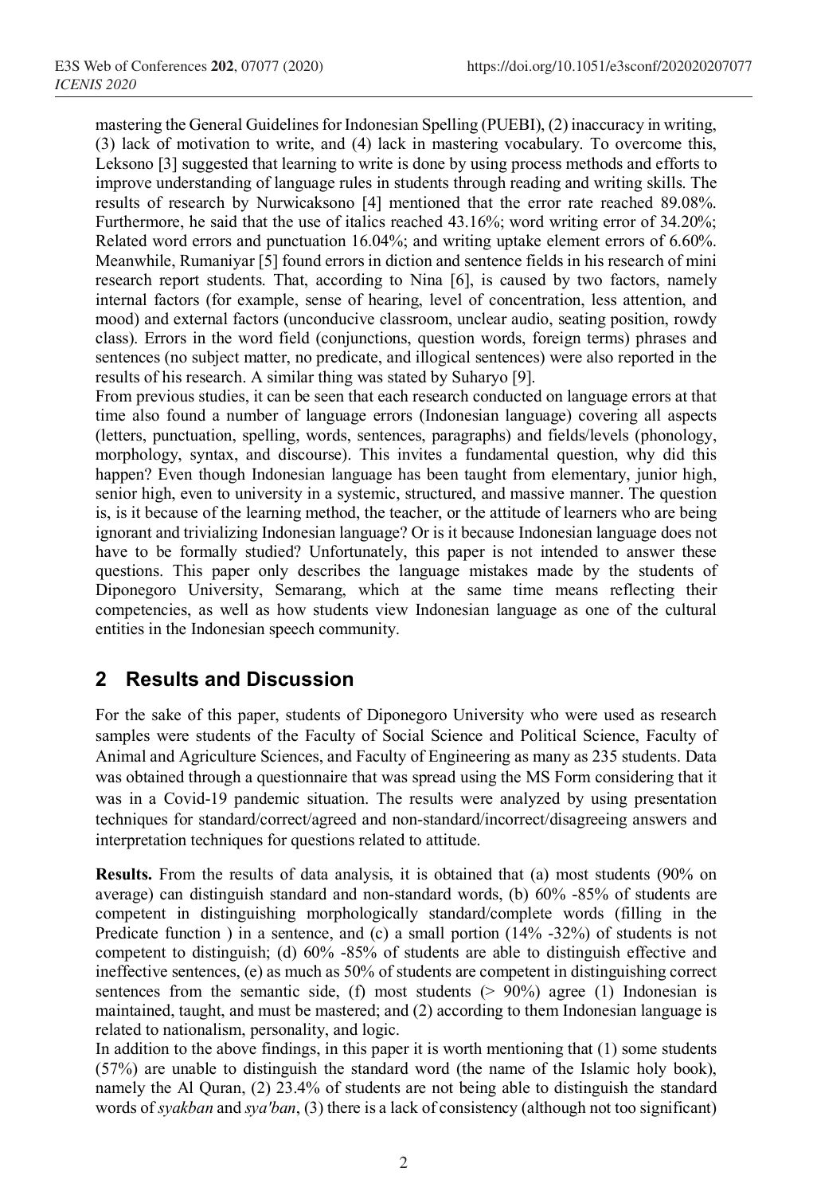mastering the General Guidelines for Indonesian Spelling (PUEBI), (2) inaccuracy in writing, (3) lack of motivation to write, and (4) lack in mastering vocabulary. To overcome this, Leksono [3] suggested that learning to write is done by using process methods and efforts to improve understanding of language rules in students through reading and writing skills. The results of research by Nurwicaksono [4] mentioned that the error rate reached 89.08%. Furthermore, he said that the use of italics reached 43.16%; word writing error of 34.20%; Related word errors and punctuation 16.04%; and writing uptake element errors of 6.60%. Meanwhile, Rumaniyar [5] found errors in diction and sentence fields in his research of mini research report students. That, according to Nina [6], is caused by two factors, namely internal factors (for example, sense of hearing, level of concentration, less attention, and mood) and external factors (unconducive classroom, unclear audio, seating position, rowdy class). Errors in the word field (conjunctions, question words, foreign terms) phrases and sentences (no subject matter, no predicate, and illogical sentences) were also reported in the results of his research. A similar thing was stated by Suharyo [9].

From previous studies, it can be seen that each research conducted on language errors at that time also found a number of language errors (Indonesian language) covering all aspects (letters, punctuation, spelling, words, sentences, paragraphs) and fields/levels (phonology, morphology, syntax, and discourse). This invites a fundamental question, why did this happen? Even though Indonesian language has been taught from elementary, junior high, senior high, even to university in a systemic, structured, and massive manner. The question is, is it because of the learning method, the teacher, or the attitude of learners who are being ignorant and trivializing Indonesian language? Or is it because Indonesian language does not have to be formally studied? Unfortunately, this paper is not intended to answer these questions. This paper only describes the language mistakes made by the students of Diponegoro University, Semarang, which at the same time means reflecting their competencies, as well as how students view Indonesian language as one of the cultural entities in the Indonesian speech community.

## 2 Results and Discussion

For the sake of this paper, students of Diponegoro University who were used as research samples were students of the Faculty of Social Science and Political Science, Faculty of Animal and Agriculture Sciences, and Faculty of Engineering as many as 235 students. Data was obtained through a questionnaire that was spread using the MS Form considering that it was in a Covid-19 pandemic situation. The results were analyzed by using presentation techniques for standard/correct/agreed and non-standard/incorrect/disagreeing answers and interpretation techniques for questions related to attitude.

**Results.** From the results of data analysis, it is obtained that (a) most students (90% on average) can distinguish standard and non-standard words, (b) 60% -85% of students are competent in distinguishing morphologically standard/complete words (filling in the Predicate function ) in a sentence, and (c) a small portion (14% -32%) of students is not competent to distinguish; (d) 60% -85% of students are able to distinguish effective and ineffective sentences, (e) as much as 50% of students are competent in distinguishing correct sentences from the semantic side, (f) most students (> 90%) agree (1) Indonesian is maintained, taught, and must be mastered; and (2) according to them Indonesian language is related to nationalism, personality, and logic.

In addition to the above findings, in this paper it is worth mentioning that (1) some students (57%) are unable to distinguish the standard word (the name of the Islamic holy book), namely the Al Quran, (2) 23.4% of students are not being able to distinguish the standard words of *syakban* and *sya'ban*, (3) there is a lack of consistency (although not too significant)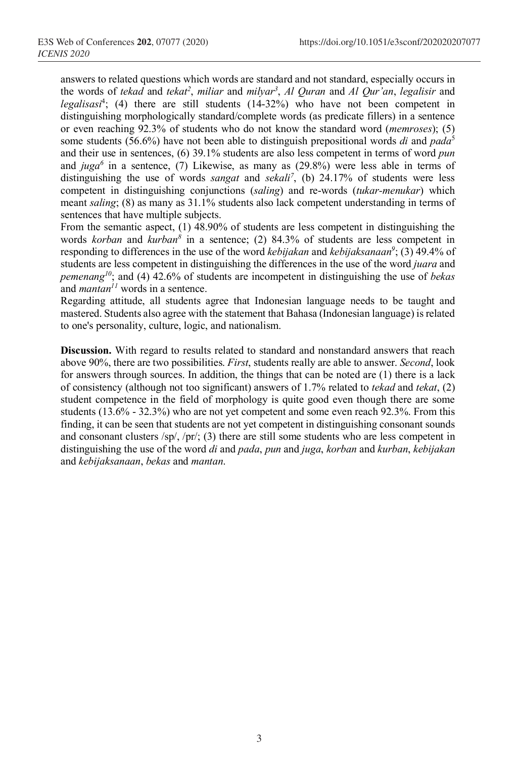answers to related questions which words are standard and not standard, especially occurs in the words of *tekad* and *tekat*[2], *miliar* and *milyar*[3], *Al Quran* and *Al Qur'an*, *legalisir* and *legalisasi*[4]; (4) there are still students (14-32%) who have not been competent in distinguishing morphologically standard/complete words (as predicate fillers) in a sentence or even reaching 92.3% of students who do not know the standard word (*memroses*); (5) some students (56.6%) have not been able to distinguish prepositional words *di* and *pada*[5] and their use in sentences, (6) 39.1% students are also less competent in terms of word *pun* and *juga*[6] in a sentence, (7) Likewise, as many as (29.8%) were less able in terms of distinguishing the use of words *sangat* and *sekali*[7], (b) 24.17% of students were less competent in distinguishing conjunctions (*saling*) and re-words (*tukar-menukar*) which meant *saling*; (8) as many as 31.1% students also lack competent understanding in terms of sentences that have multiple subjects.

From the semantic aspect, (1) 48.90% of students are less competent in distinguishing the words *korban* and *kurban*[8] in a sentence; (2) 84.3% of students are less competent in responding to differences in the use of the word *kebijakan* and *kebijaksanaan*[9]; (3) 49.4% of students are less competent in distinguishing the differences in the use of the word *juara* and *pemenang*[10]; and (4) 42.6% of students are incompetent in distinguishing the use of *bekas* and *mantan*[11] words in a sentence.

Regarding attitude, all students agree that Indonesian language needs to be taught and mastered. Students also agree with the statement that Bahasa (Indonesian language) is related to one's personality, culture, logic, and nationalism.

**Discussion.** With regard to results related to standard and nonstandard answers that reach above 90%, there are two possibilities. *First*, students really are able to answer. *Second*, look for answers through sources. In addition, the things that can be noted are (1) there is a lack of consistency (although not too significant) answers of 1.7% related to *tekad* and *tekat*, (2) student competence in the field of morphology is quite good even though there are some students (13.6% - 32.3%) who are not yet competent and some even reach 92.3%. From this finding, it can be seen that students are not yet competent in distinguishing consonant sounds and consonant clusters /sp/, /pr/; (3) there are still some students who are less competent in distinguishing the use of the word *di* and *pada*, *pun* and *juga*, *korban* and *kurban*, *kebijakan* and *kebijaksanaan*, *bekas* and *mantan*.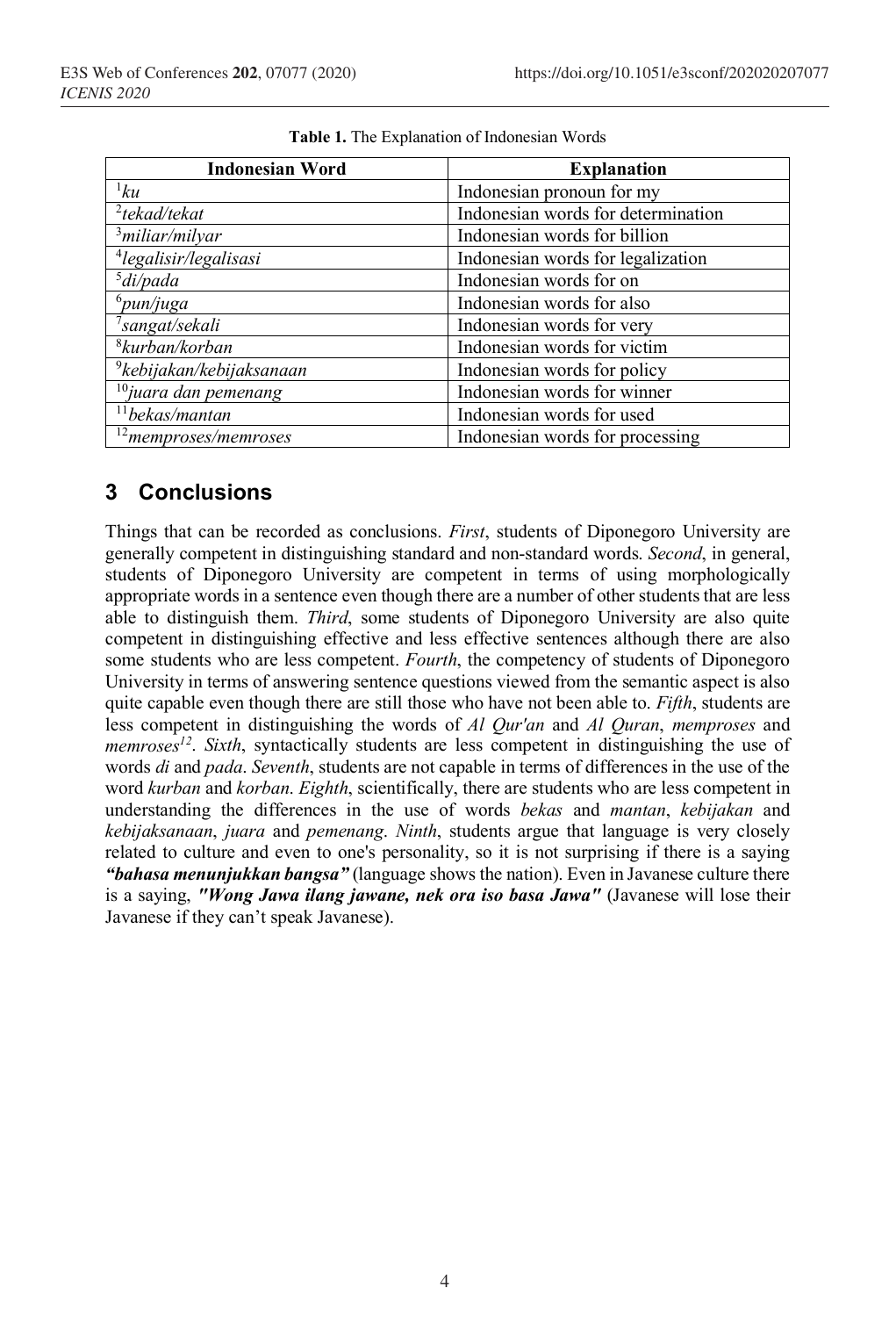**Table 1.** The Explanation of Indonesian Words

| Indonesian Word | Explanation |
|---|---|
| [1]*ku* | Indonesian pronoun for my |
| [2]*tekad/tekat* | Indonesian words for determination |
| [3]*miliar/milyar* | Indonesian words for billion |
| [4]*legalisir/legalisasi* | Indonesian words for legalization |
| [5]*di/pada* | Indonesian words for on |
| [6]*pun/juga* | Indonesian words for also |
| [7]*sangat/sekali* | Indonesian words for very |
| [8]*kurban/korban* | Indonesian words for victim |
| [9]*kebijakan/kebijaksanaan* | Indonesian words for policy |
| [10]*juara dan pemenang* | Indonesian words for winner |
| [11]*bekas/mantan* | Indonesian words for used |
| [12]*memproses/memroses* | Indonesian words for processing |

## 3 Conclusions

Things that can be recorded as conclusions. *First*, students of Diponegoro University are generally competent in distinguishing standard and non-standard words. *Second*, in general, students of Diponegoro University are competent in terms of using morphologically appropriate words in a sentence even though there are a number of other students that are less able to distinguish them. *Third*, some students of Diponegoro University are also quite competent in distinguishing effective and less effective sentences although there are also some students who are less competent. *Fourth*, the competency of students of Diponegoro University in terms of answering sentence questions viewed from the semantic aspect is also quite capable even though there are still those who have not been able to. *Fifth*, students are less competent in distinguishing the words of *Al Qur'an* and *Al Quran*, *memproses* and *memroses*[12]. *Sixth*, syntactically students are less competent in distinguishing the use of words *di* and *pada*. *Seventh*, students are not capable in terms of differences in the use of the word *kurban* and *korban*. *Eighth*, scientifically, there are students who are less competent in understanding the differences in the use of words *bekas* and *mantan*, *kebijakan* and *kebijaksanaan*, *juara* and *pemenang*. *Ninth*, students argue that language is very closely related to culture and even to one's personality, so it is not surprising if there is a saying ***"bahasa menunjukkan bangsa"*** (language shows the nation). Even in Javanese culture there is a saying, ***"Wong Jawa ilang jawane, nek ora iso basa Jawa"*** (Javanese will lose their Javanese if they can't speak Javanese).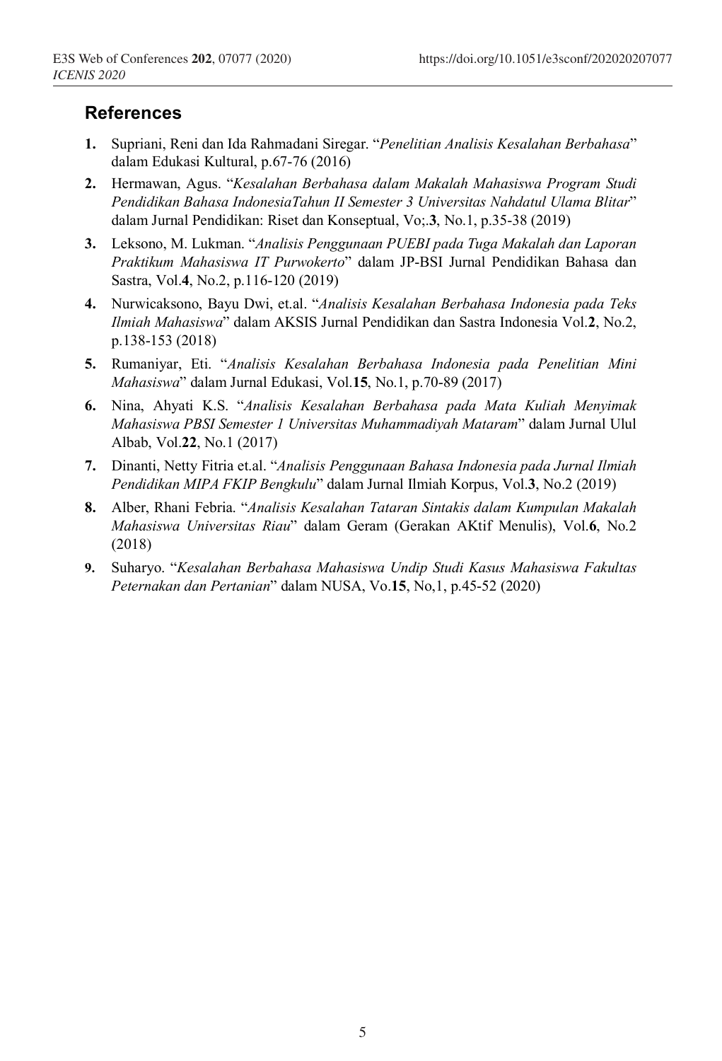## References

1. Supriani, Reni dan Ida Rahmadani Siregar. "*Penelitian Analisis Kesalahan Berbahasa*" dalam Edukasi Kultural, p.67-76 (2016)
2. Hermawan, Agus. "*Kesalahan Berbahasa dalam Makalah Mahasiswa Program Studi Pendidikan Bahasa IndonesiaTahun II Semester 3 Universitas Nahdatul Ulama Blitar*" dalam Jurnal Pendidikan: Riset dan Konseptual, Vo;.**3**, No.1, p.35-38 (2019)
3. Leksono, M. Lukman. "*Analisis Penggunaan PUEBI pada Tuga Makalah dan Laporan Praktikum Mahasiswa IT Purwokerto*" dalam JP-BSI Jurnal Pendidikan Bahasa dan Sastra, Vol.**4**, No.2, p.116-120 (2019)
4. Nurwicaksono, Bayu Dwi, et.al. "*Analisis Kesalahan Berbahasa Indonesia pada Teks Ilmiah Mahasiswa*" dalam AKSIS Jurnal Pendidikan dan Sastra Indonesia Vol.**2**, No.2, p.138-153 (2018)
5. Rumaniyar, Eti. "*Analisis Kesalahan Berbahasa Indonesia pada Penelitian Mini Mahasiswa*" dalam Jurnal Edukasi, Vol.**15**, No.1, p.70-89 (2017)
6. Nina, Ahyati K.S. "*Analisis Kesalahan Berbahasa pada Mata Kuliah Menyimak Mahasiswa PBSI Semester 1 Universitas Muhammadiyah Mataram*" dalam Jurnal Ulul Albab, Vol.**22**, No.1 (2017)
7. Dinanti, Netty Fitria et.al. "*Analisis Penggunaan Bahasa Indonesia pada Jurnal Ilmiah Pendidikan MIPA FKIP Bengkulu*" dalam Jurnal Ilmiah Korpus, Vol.**3**, No.2 (2019)
8. Alber, Rhani Febria. "*Analisis Kesalahan Tataran Sintakis dalam Kumpulan Makalah Mahasiswa Universitas Riau*" dalam Geram (Gerakan AKtif Menulis), Vol.**6**, No.2 (2018)
9. Suharyo. "*Kesalahan Berbahasa Mahasiswa Undip Studi Kasus Mahasiswa Fakultas Peternakan dan Pertanian*" dalam NUSA, Vo.**15**, No,1, p.45-52 (2020)